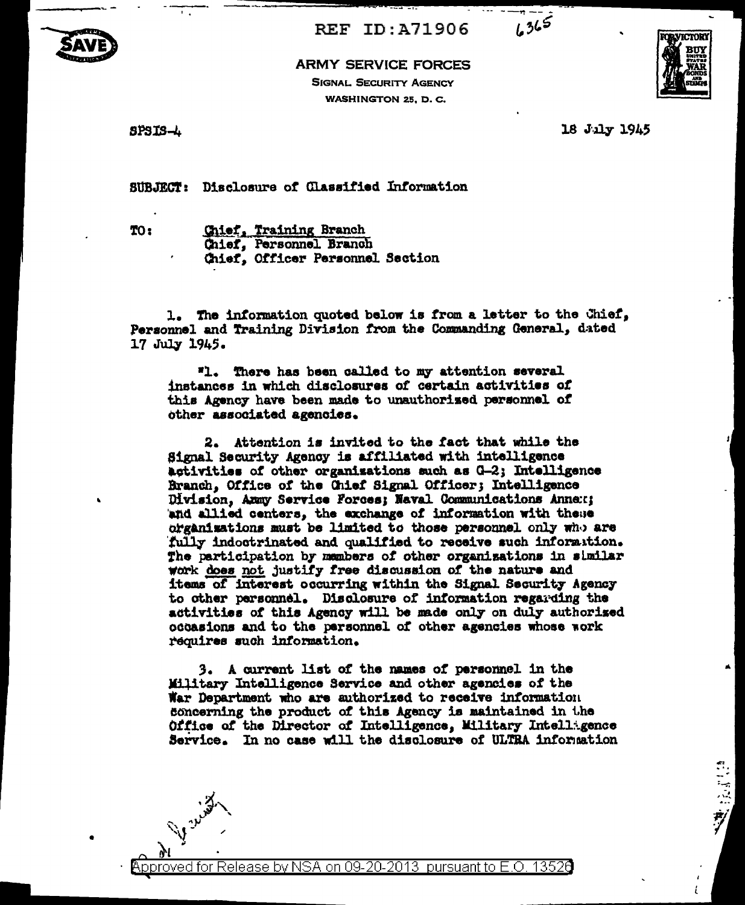REF ID:A71906 6365

ARMY SERVICE FORCES
SIGNAL SECURITY AGENCY
WASHINGTON 25, D. C.

SPSIS-4

18 July 1945

SUBJECT: Disclosure of Classified Information

TO: Chief, Training Branch
Chief, Personnel Branch
Chief, Officer Personnel Section

1. The information quoted below is from a letter to the Chief, Personnel and Training Division from the Commanding General, dated 17 July 1945.

> "1. There has been called to my attention several instances in which disclosures of certain activities of this Agency have been made to unauthorized personnel of other associated agencies.
>
> 2. Attention is invited to the fact that while the Signal Security Agency is affiliated with intelligence activities of other organizations such as G-2; Intelligence Branch, Office of the Chief Signal Officer; Intelligence Division, Army Service Forces; Naval Communications Annex; and allied centers, the exchange of information with these organizations must be limited to those personnel only who are fully indoctrinated and qualified to receive such information. The participation by members of other organizations in similar work does not justify free discussion of the nature and items of interest occurring within the Signal Security Agency to other personnel. Disclosure of information regarding the activities of this Agency will be made only on duly authorized occasions and to the personnel of other agencies whose work requires such information.
>
> 3. A current list of the names of personnel in the Military Intelligence Service and other agencies of the War Department who are authorized to receive information concerning the product of this Agency is maintained in the Office of the Director of Intelligence, Military Intelligence Service. In no case will the disclosure of ULTRA information

Approved for Release by NSA on 09-20-2013 pursuant to E.O. 13526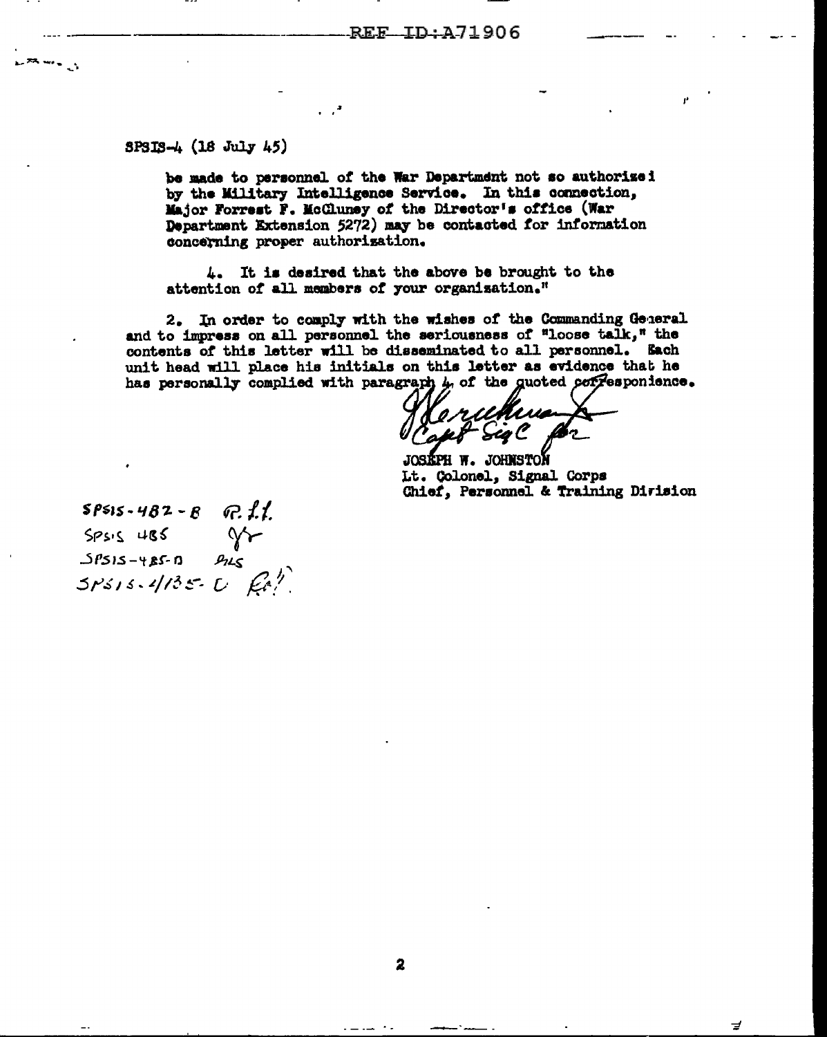REF ID:A71906

SPSIS-4 (18 July 45)

be made to personnel of the War Department not so authorized by the Military Intelligence Service. In this connection, Major Forrest F. McCluney of the Director's office (War Department Extension 5272) may be contacted for information concerning proper authorization.

4. It is desired that the above be brought to the attention of all members of your organization."

2. In order to comply with the wishes of the Commanding General and to impress on all personnel the seriousness of "loose talk," the contents of this letter will be disseminated to all personnel. Each unit head will place his initials on this letter as evidence that he has personally complied with paragraph 4 of the quoted correspondence.

Capt Sig C for
JOSEPH W. JOHNSTON
Lt. Colonel, Signal Corps
Chief, Personnel & Training Division

SPSIS-482-B R.L.L.
SPSIS 485
SPSIS-485-D
SPSIS-485-C